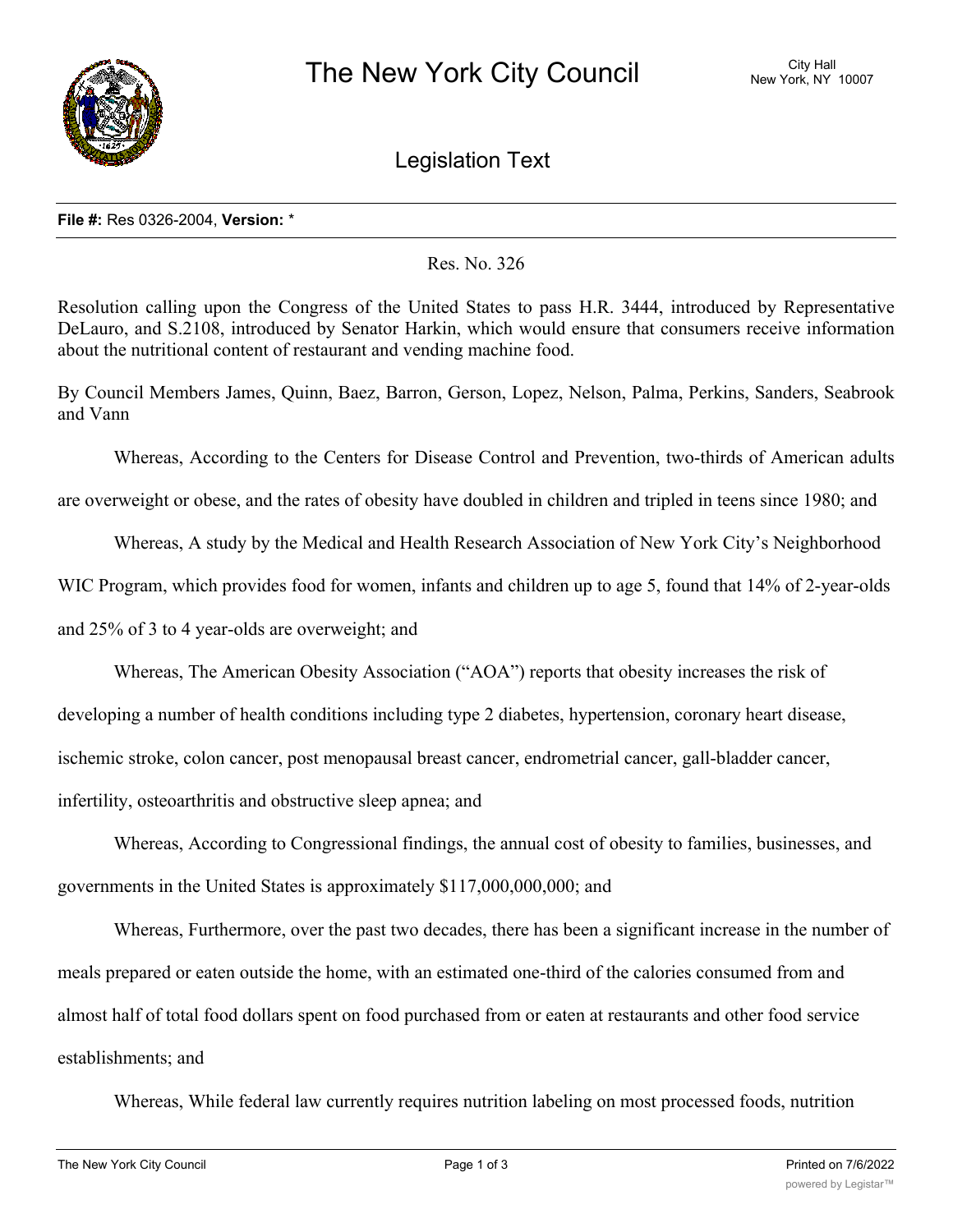# The New York City Council

City Hall
New York, NY 10007

## Legislation Text

**File #:** Res 0326-2004, **Version:** *

Res. No. 326

Resolution calling upon the Congress of the United States to pass H.R. 3444, introduced by Representative DeLauro, and S.2108, introduced by Senator Harkin, which would ensure that consumers receive information about the nutritional content of restaurant and vending machine food.

By Council Members James, Quinn, Baez, Barron, Gerson, Lopez, Nelson, Palma, Perkins, Sanders, Seabrook and Vann

Whereas, According to the Centers for Disease Control and Prevention, two-thirds of American adults are overweight or obese, and the rates of obesity have doubled in children and tripled in teens since 1980; and

Whereas, A study by the Medical and Health Research Association of New York City's Neighborhood WIC Program, which provides food for women, infants and children up to age 5, found that 14% of 2-year-olds and 25% of 3 to 4 year-olds are overweight; and

Whereas, The American Obesity Association ("AOA") reports that obesity increases the risk of developing a number of health conditions including type 2 diabetes, hypertension, coronary heart disease, ischemic stroke, colon cancer, post menopausal breast cancer, endometrial cancer, gall-bladder cancer, infertility, osteoarthritis and obstructive sleep apnea; and

Whereas, According to Congressional findings, the annual cost of obesity to families, businesses, and governments in the United States is approximately $117,000,000,000; and

Whereas, Furthermore, over the past two decades, there has been a significant increase in the number of meals prepared or eaten outside the home, with an estimated one-third of the calories consumed from and almost half of total food dollars spent on food purchased from or eaten at restaurants and other food service establishments; and

Whereas, While federal law currently requires nutrition labeling on most processed foods, nutrition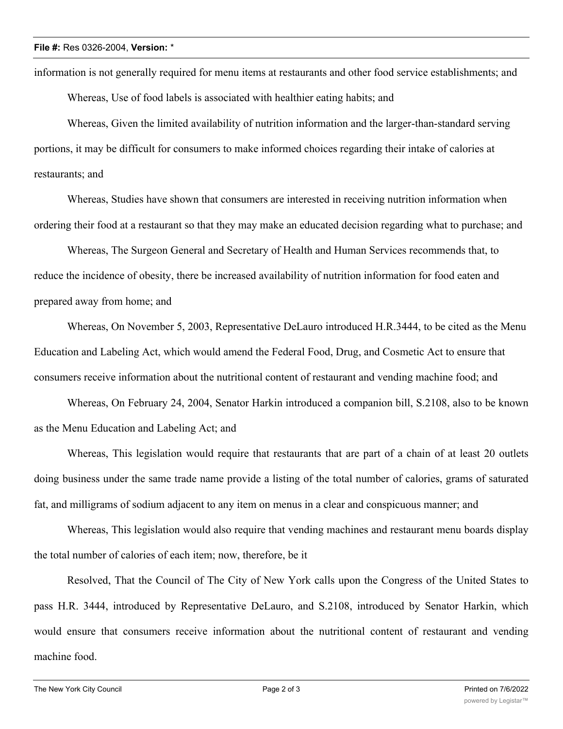information is not generally required for menu items at restaurants and other food service establishments; and

Whereas, Use of food labels is associated with healthier eating habits; and

Whereas, Given the limited availability of nutrition information and the larger-than-standard serving portions, it may be difficult for consumers to make informed choices regarding their intake of calories at restaurants; and

Whereas, Studies have shown that consumers are interested in receiving nutrition information when ordering their food at a restaurant so that they may make an educated decision regarding what to purchase; and

Whereas, The Surgeon General and Secretary of Health and Human Services recommends that, to reduce the incidence of obesity, there be increased availability of nutrition information for food eaten and prepared away from home; and

Whereas, On November 5, 2003, Representative DeLauro introduced H.R.3444, to be cited as the Menu Education and Labeling Act, which would amend the Federal Food, Drug, and Cosmetic Act to ensure that consumers receive information about the nutritional content of restaurant and vending machine food; and

Whereas, On February 24, 2004, Senator Harkin introduced a companion bill, S.2108, also to be known as the Menu Education and Labeling Act; and

Whereas, This legislation would require that restaurants that are part of a chain of at least 20 outlets doing business under the same trade name provide a listing of the total number of calories, grams of saturated fat, and milligrams of sodium adjacent to any item on menus in a clear and conspicuous manner; and

Whereas, This legislation would also require that vending machines and restaurant menu boards display the total number of calories of each item; now, therefore, be it

Resolved, That the Council of The City of New York calls upon the Congress of the United States to pass H.R. 3444, introduced by Representative DeLauro, and S.2108, introduced by Senator Harkin, which would ensure that consumers receive information about the nutritional content of restaurant and vending machine food.